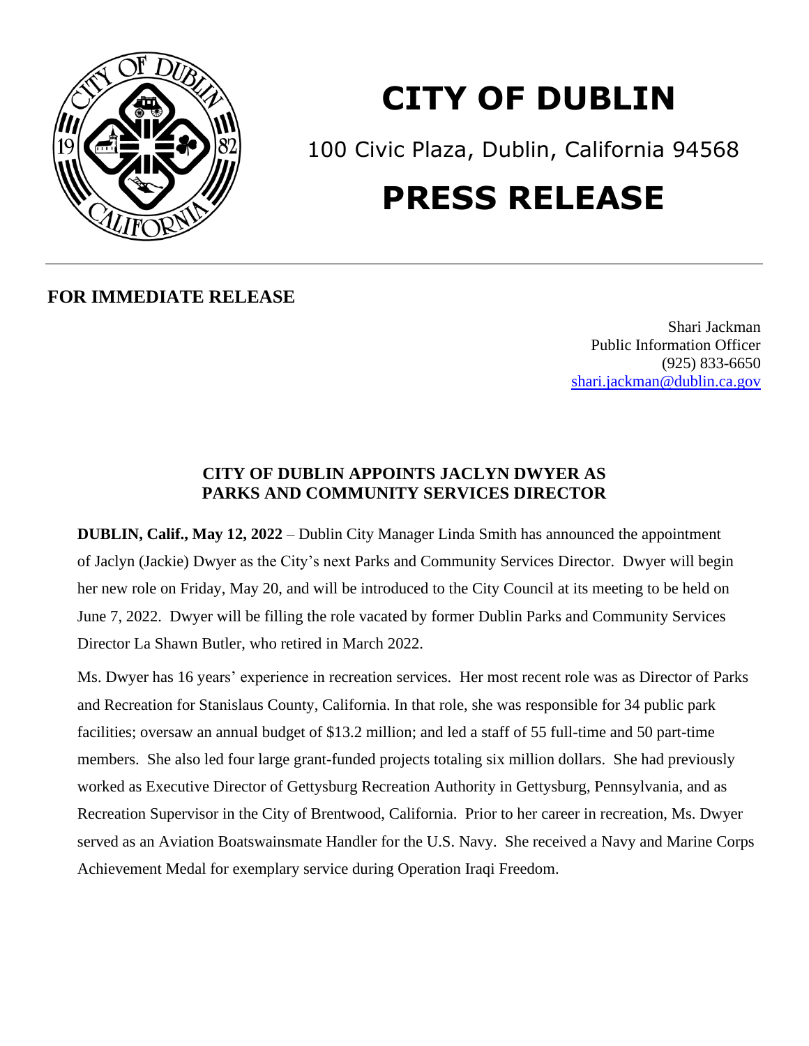# CITY OF DUBLIN

100 Civic Plaza, Dublin, California 94568

# PRESS RELEASE

---

**FOR IMMEDIATE RELEASE**

Shari Jackman
Public Information Officer
(925) 833-6650
shari.jackman@dublin.ca.gov

## CITY OF DUBLIN APPOINTS JACLYN DWYER AS PARKS AND COMMUNITY SERVICES DIRECTOR

**DUBLIN, Calif., May 12, 2022** – Dublin City Manager Linda Smith has announced the appointment of Jaclyn (Jackie) Dwyer as the City's next Parks and Community Services Director. Dwyer will begin her new role on Friday, May 20, and will be introduced to the City Council at its meeting to be held on June 7, 2022. Dwyer will be filling the role vacated by former Dublin Parks and Community Services Director La Shawn Butler, who retired in March 2022.

Ms. Dwyer has 16 years' experience in recreation services. Her most recent role was as Director of Parks and Recreation for Stanislaus County, California. In that role, she was responsible for 34 public park facilities; oversaw an annual budget of $13.2 million; and led a staff of 55 full-time and 50 part-time members. She also led four large grant-funded projects totaling six million dollars. She had previously worked as Executive Director of Gettysburg Recreation Authority in Gettysburg, Pennsylvania, and as Recreation Supervisor in the City of Brentwood, California. Prior to her career in recreation, Ms. Dwyer served as an Aviation Boatswainsmate Handler for the U.S. Navy. She received a Navy and Marine Corps Achievement Medal for exemplary service during Operation Iraqi Freedom.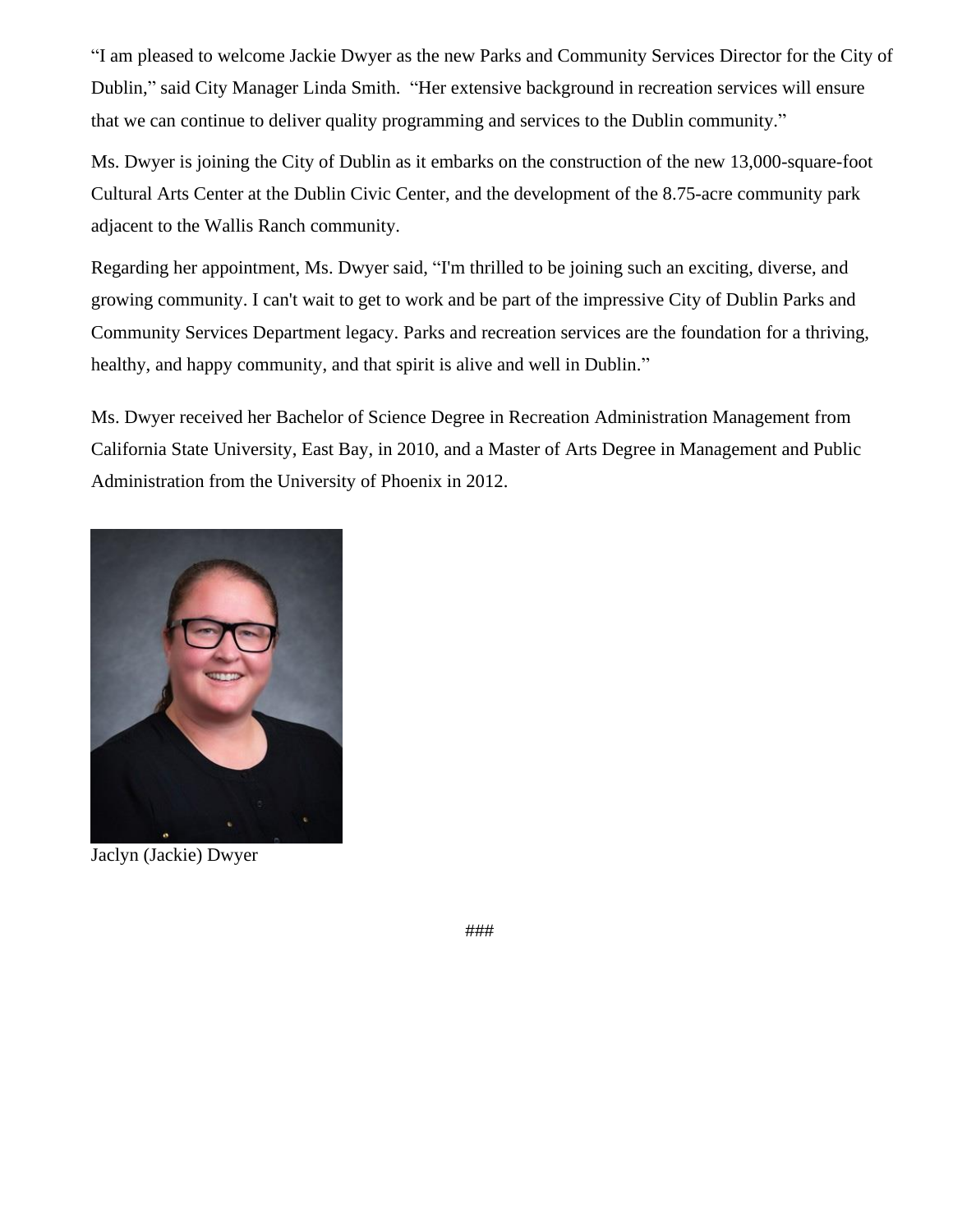"I am pleased to welcome Jackie Dwyer as the new Parks and Community Services Director for the City of Dublin," said City Manager Linda Smith. "Her extensive background in recreation services will ensure that we can continue to deliver quality programming and services to the Dublin community."

Ms. Dwyer is joining the City of Dublin as it embarks on the construction of the new 13,000-square-foot Cultural Arts Center at the Dublin Civic Center, and the development of the 8.75-acre community park adjacent to the Wallis Ranch community.

Regarding her appointment, Ms. Dwyer said, "I'm thrilled to be joining such an exciting, diverse, and growing community. I can't wait to get to work and be part of the impressive City of Dublin Parks and Community Services Department legacy. Parks and recreation services are the foundation for a thriving, healthy, and happy community, and that spirit is alive and well in Dublin."

Ms. Dwyer received her Bachelor of Science Degree in Recreation Administration Management from California State University, East Bay, in 2010, and a Master of Arts Degree in Management and Public Administration from the University of Phoenix in 2012.

Jaclyn (Jackie) Dwyer

###